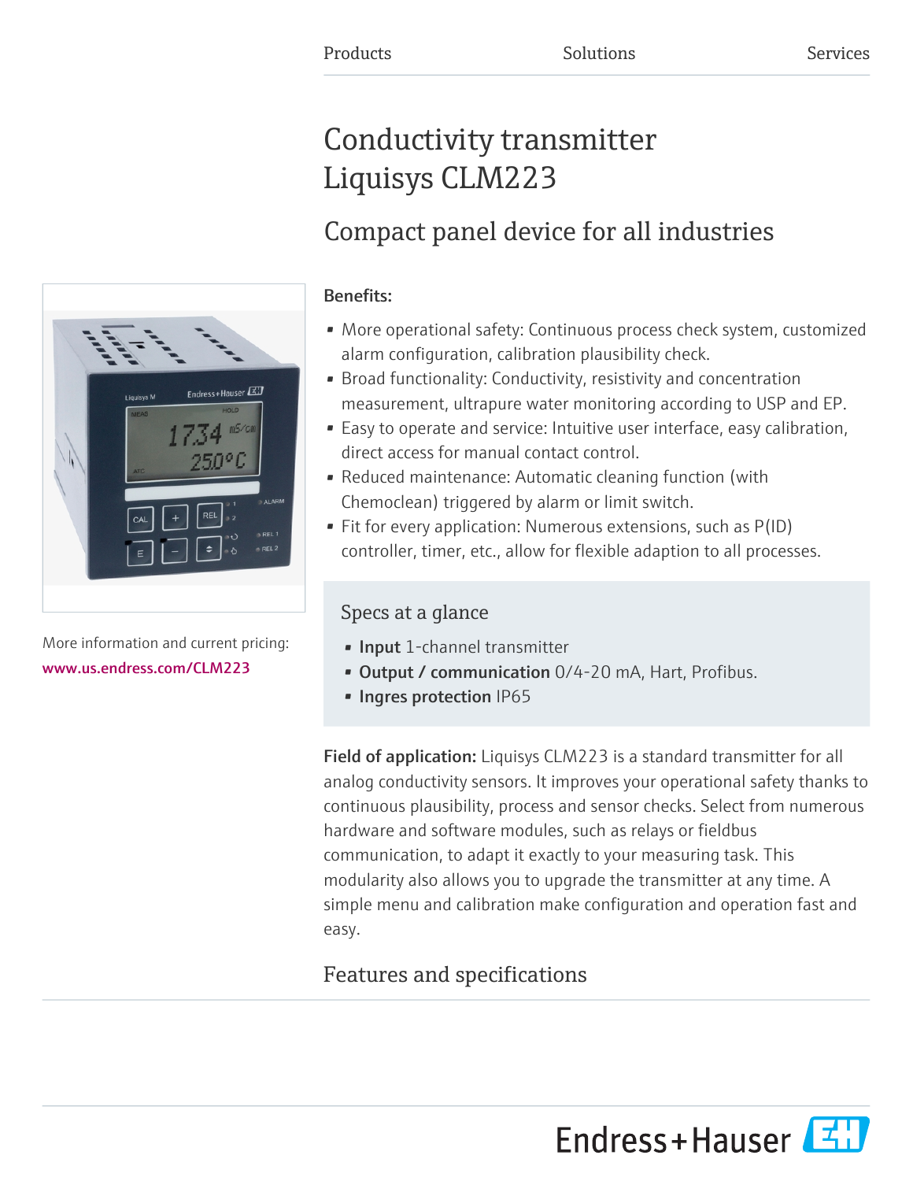Products Solutions Services

# Conductivity transmitter Liquisys CLM223

## Compact panel device for all industries

More information and current pricing:
www.us.endress.com/CLM223

**Benefits:**

- More operational safety: Continuous process check system, customized alarm configuration, calibration plausibility check.
- Broad functionality: Conductivity, resistivity and concentration measurement, ultrapure water monitoring according to USP and EP.
- Easy to operate and service: Intuitive user interface, easy calibration, direct access for manual contact control.
- Reduced maintenance: Automatic cleaning function (with Chemoclean) triggered by alarm or limit switch.
- Fit for every application: Numerous extensions, such as P(ID) controller, timer, etc., allow for flexible adaption to all processes.

### Specs at a glance

- **Input** 1-channel transmitter
- **Output / communication** 0/4-20 mA, Hart, Profibus.
- **Ingres protection** IP65

**Field of application:** Liquisys CLM223 is a standard transmitter for all analog conductivity sensors. It improves your operational safety thanks to continuous plausibility, process and sensor checks. Select from numerous hardware and software modules, such as relays or fieldbus communication, to adapt it exactly to your measuring task. This modularity also allows you to upgrade the transmitter at any time. A simple menu and calibration make configuration and operation fast and easy.

## Features and specifications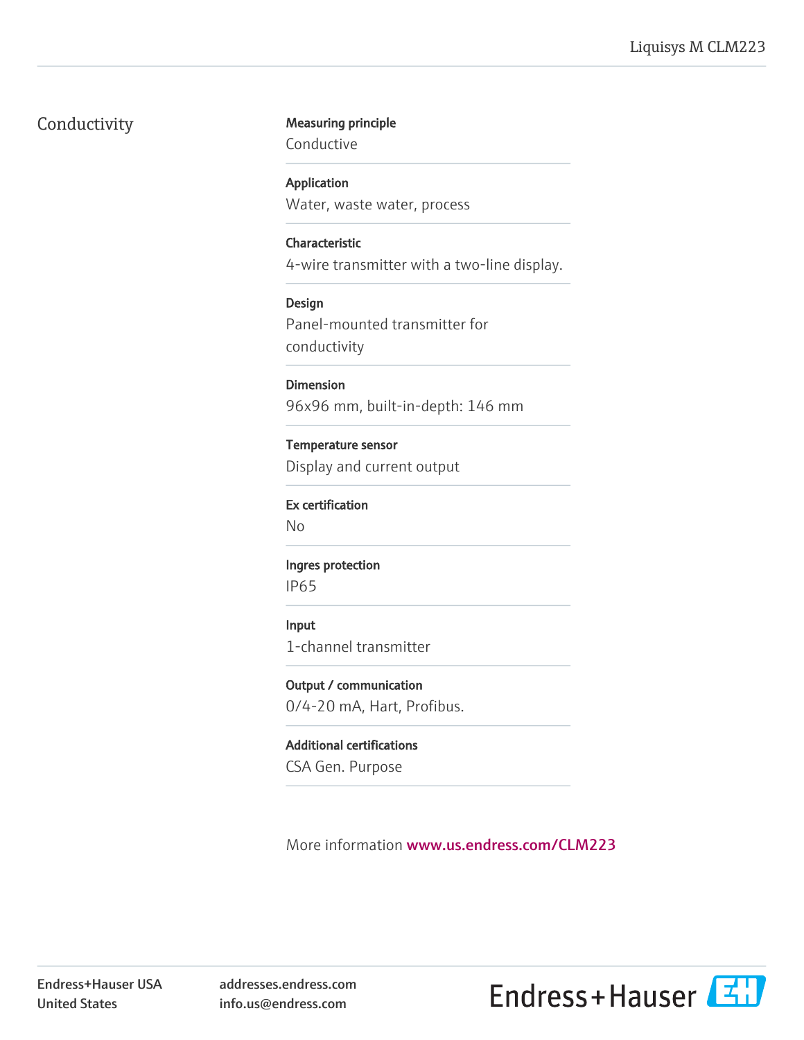## Conductivity

**Measuring principle**
Conductive

**Application**
Water, waste water, process

**Characteristic**
4-wire transmitter with a two-line display.

**Design**
Panel-mounted transmitter for conductivity

**Dimension**
96x96 mm, built-in-depth: 146 mm

**Temperature sensor**
Display and current output

**Ex certification**
No

**Ingres protection**
IP65

**Input**
1-channel transmitter

**Output / communication**
0/4-20 mA, Hart, Profibus.

**Additional certifications**
CSA Gen. Purpose

More information **www.us.endress.com/CLM223**

Endress+Hauser USA
United States

addresses.endress.com
info.us@endress.com